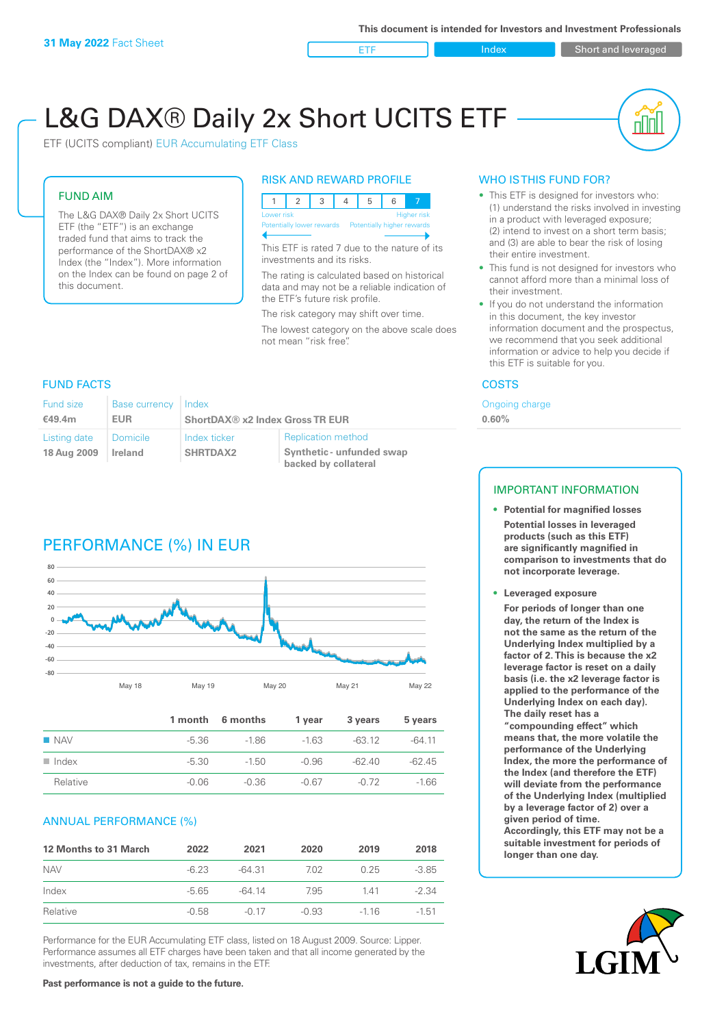**31 May 2022** Fact Sheet

This document is intended for Investors and Investment Professionals

ETF | Index | Short and leveraged

# L&G DAX® Daily 2x Short UCITS ETF

ETF (UCITS compliant) EUR Accumulating ETF Class

## FUND AIM

The L&G DAX® Daily 2x Short UCITS ETF (the "ETF") is an exchange traded fund that aims to track the performance of the ShortDAX® x2 Index (the "Index"). More information on the Index can be found on page 2 of this document.

## RISK AND REWARD PROFILE

| 1 | 2 | 3 | 4 | 5 | 6 | 7 |
|---|---|---|---|---|---|---|

Lower risk — Higher risk
Potentially lower rewards — Potentially higher rewards

This ETF is rated 7 due to the nature of its investments and its risks.

The rating is calculated based on historical data and may not be a reliable indication of the ETF's future risk profile.

The risk category may shift over time.

The lowest category on the above scale does not mean "risk free".

## WHO IS THIS FUND FOR?

- This ETF is designed for investors who: (1) understand the risks involved in investing in a product with leveraged exposure; (2) intend to invest on a short term basis; and (3) are able to bear the risk of losing their entire investment.
- This fund is not designed for investors who cannot afford more than a minimal loss of their investment.
- If you do not understand the information in this document, the key investor information document and the prospectus, we recommend that you seek additional information or advice to help you decide if this ETF is suitable for you.

## FUND FACTS

| Fund size | Base currency | Index | |
|---|---|---|---|
| €49.4m | EUR | ShortDAX® x2 Index Gross TR EUR | |
| **Listing date** | **Domicile** | **Index ticker** | **Replication method** |
| 18 Aug 2009 | Ireland | SHRTDAX2 | Synthetic - unfunded swap backed by collateral |

## COSTS

Ongoing charge
**0.60%**

## PERFORMANCE (%) IN EUR

| | 1 month | 6 months | 1 year | 3 years | 5 years |
|---|---|---|---|---|---|
| NAV | -5.36 | -1.86 | -1.63 | -63.12 | -64.11 |
| Index | -5.30 | -1.50 | -0.96 | -62.40 | -62.45 |
| Relative | -0.06 | -0.36 | -0.67 | -0.72 | -1.66 |

## ANNUAL PERFORMANCE (%)

| 12 Months to 31 March | 2022 | 2021 | 2020 | 2019 | 2018 |
|---|---|---|---|---|---|
| NAV | -6.23 | -64.31 | 7.02 | 0.25 | -3.85 |
| Index | -5.65 | -64.14 | 7.95 | 1.41 | -2.34 |
| Relative | -0.58 | -0.17 | -0.93 | -1.16 | -1.51 |

Performance for the EUR Accumulating ETF class, listed on 18 August 2009. Source: Lipper. Performance assumes all ETF charges have been taken and that all income generated by the investments, after deduction of tax, remains in the ETF.

**Past performance is not a guide to the future.**

## IMPORTANT INFORMATION

- **Potential for magnified losses**

  **Potential losses in leveraged products (such as this ETF) are significantly magnified in comparison to investments that do not incorporate leverage.**

- **Leveraged exposure**

  **For periods of longer than one day, the return of the Index is not the same as the return of the Underlying Index multiplied by a factor of 2. This is because the x2 leverage factor is reset on a daily basis (i.e. the x2 leverage factor is applied to the performance of the Underlying Index on each day). The daily reset has a "compounding effect" which means that, the more volatile the performance of the Underlying Index, the more the performance of the Index (and therefore the ETF) will deviate from the performance of the Underlying Index (multiplied by a leverage factor of 2) over a given period of time. Accordingly, this ETF may not be a suitable investment for periods of longer than one day.**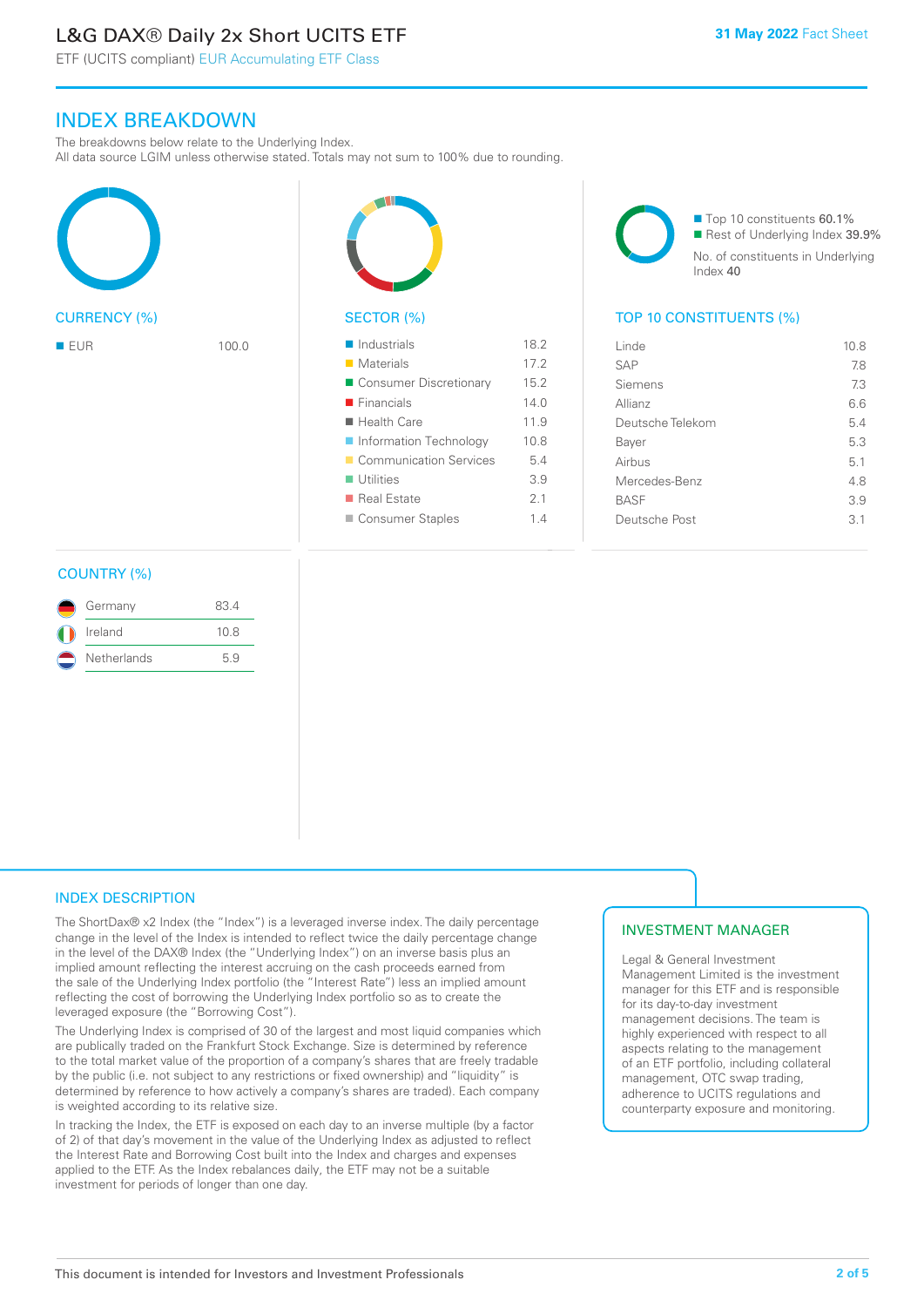## INDEX BREAKDOWN

The breakdowns below relate to the Underlying Index.
All data source LGIM unless otherwise stated. Totals may not sum to 100% due to rounding.

### CURRENCY (%)

| Currency | % |
| --- | --- |
| EUR | 100.0 |

### SECTOR (%)

| Sector | % |
| --- | --- |
| Industrials | 18.2 |
| Materials | 17.2 |
| Consumer Discretionary | 15.2 |
| Financials | 14.0 |
| Health Care | 11.9 |
| Information Technology | 10.8 |
| Communication Services | 5.4 |
| Utilities | 3.9 |
| Real Estate | 2.1 |
| Consumer Staples | 1.4 |

Top 10 constituents 60.1%
Rest of Underlying Index 39.9%
No. of constituents in Underlying Index 40

### TOP 10 CONSTITUENTS (%)

| Constituent | % |
| --- | --- |
| Linde | 10.8 |
| SAP | 7.8 |
| Siemens | 7.3 |
| Allianz | 6.6 |
| Deutsche Telekom | 5.4 |
| Bayer | 5.3 |
| Airbus | 5.1 |
| Mercedes-Benz | 4.8 |
| BASF | 3.9 |
| Deutsche Post | 3.1 |

### COUNTRY (%)

| Country | % |
| --- | --- |
| Germany | 83.4 |
| Ireland | 10.8 |
| Netherlands | 5.9 |

## INDEX DESCRIPTION

The ShortDax® x2 Index (the "Index") is a leveraged inverse index. The daily percentage change in the level of the Index is intended to reflect twice the daily percentage change in the level of the DAX® Index (the "Underlying Index") on an inverse basis plus an implied amount reflecting the interest accruing on the cash proceeds earned from the sale of the Underlying Index portfolio (the "Interest Rate") less an implied amount reflecting the cost of borrowing the Underlying Index portfolio so as to create the leveraged exposure (the "Borrowing Cost").

The Underlying Index is comprised of 30 of the largest and most liquid companies which are publically traded on the Frankfurt Stock Exchange. Size is determined by reference to the total market value of the proportion of a company's shares that are freely tradable by the public (i.e. not subject to any restrictions or fixed ownership) and "liquidity" is determined by reference to how actively a company's shares are traded). Each company is weighted according to its relative size.

In tracking the Index, the ETF is exposed on each day to an inverse multiple (by a factor of 2) of that day's movement in the value of the Underlying Index as adjusted to reflect the Interest Rate and Borrowing Cost built into the Index and charges and expenses applied to the ETF. As the Index rebalances daily, the ETF may not be a suitable investment for periods of longer than one day.

## INVESTMENT MANAGER

Legal & General Investment Management Limited is the investment manager for this ETF and is responsible for its day-to-day investment management decisions. The team is highly experienced with respect to all aspects relating to the management of an ETF portfolio, including collateral management, OTC swap trading, adherence to UCITS regulations and counterparty exposure and monitoring.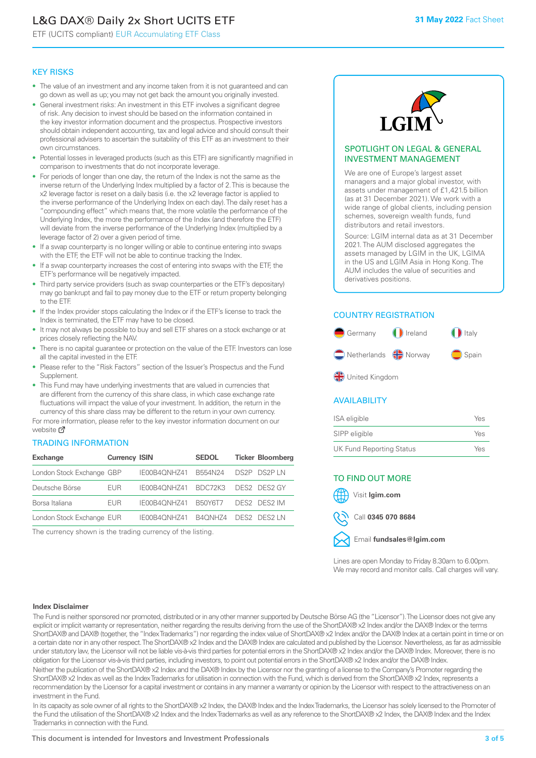# L&G DAX® Daily 2x Short UCITS ETF

ETF (UCITS compliant) EUR Accumulating ETF Class

**31 May 2022** Fact Sheet

## KEY RISKS

- The value of an investment and any income taken from it is not guaranteed and can go down as well as up; you may not get back the amount you originally invested.
- General investment risks: An investment in this ETF involves a significant degree of risk. Any decision to invest should be based on the information contained in the key investor information document and the prospectus. Prospective investors should obtain independent accounting, tax and legal advice and should consult their professional advisers to ascertain the suitability of this ETF as an investment to their own circumstances.
- Potential losses in leveraged products (such as this ETF) are significantly magnified in comparison to investments that do not incorporate leverage.
- For periods of longer than one day, the return of the Index is not the same as the inverse return of the Underlying Index multiplied by a factor of 2. This is because the x2 leverage factor is reset on a daily basis (i.e. the x2 leverage factor is applied to the inverse performance of the Underlying Index on each day). The daily reset has a "compounding effect" which means that, the more volatile the performance of the Underlying Index, the more the performance of the Index (and therefore the ETF) will deviate from the inverse performance of the Underlying Index (multiplied by a leverage factor of 2) over a given period of time.
- If a swap counterparty is no longer willing or able to continue entering into swaps with the ETF, the ETF will not be able to continue tracking the Index.
- If a swap counterparty increases the cost of entering into swaps with the ETF, the ETF's performance will be negatively impacted.
- Third party service providers (such as swap counterparties or the ETF's depositary) may go bankrupt and fail to pay money due to the ETF or return property belonging to the ETF.
- If the Index provider stops calculating the Index or if the ETF's license to track the Index is terminated, the ETF may have to be closed.
- It may not always be possible to buy and sell ETF shares on a stock exchange or at prices closely reflecting the NAV.
- There is no capital guarantee or protection on the value of the ETF. Investors can lose all the capital invested in the ETF.
- Please refer to the "Risk Factors" section of the Issuer's Prospectus and the Fund Supplement.
- This Fund may have underlying investments that are valued in currencies that are different from the currency of this share class, in which case exchange rate fluctuations will impact the value of your investment. In addition, the return in the currency of this share class may be different to the return in your own currency.

For more information, please refer to the key investor information document on our website

## TRADING INFORMATION

| Exchange | Currency | ISIN | SEDOL | Ticker | Bloomberg |
|---|---|---|---|---|---|
| London Stock Exchange | GBP | IE00B4QNHZ41 | B554N24 | DS2P | DS2P LN |
| Deutsche Börse | EUR | IE00B4QNHZ41 | BDC72K3 | DES2 | DES2 GY |
| Borsa Italiana | EUR | IE00B4QNHZ41 | B50Y6T7 | DES2 | DES2 IM |
| London Stock Exchange | EUR | IE00B4QNHZ41 | B4QNHZ4 | DES2 | DES2 LN |

The currency shown is the trading currency of the listing.

## SPOTLIGHT ON LEGAL & GENERAL INVESTMENT MANAGEMENT

We are one of Europe's largest asset managers and a major global investor, with assets under management of £1,421.5 billion (as at 31 December 2021). We work with a wide range of global clients, including pension schemes, sovereign wealth funds, fund distributors and retail investors.

Source: LGIM internal data as at 31 December 2021. The AUM disclosed aggregates the assets managed by LGIM in the UK, LGIMA in the US and LGIM Asia in Hong Kong. The AUM includes the value of securities and derivatives positions.

## COUNTRY REGISTRATION

Germany, Ireland, Italy, Netherlands, Norway, Spain, United Kingdom

## AVAILABILITY

| | |
|---|---|
| ISA eligible | Yes |
| SIPP eligible | Yes |
| UK Fund Reporting Status | Yes |

## TO FIND OUT MORE

Visit **lgim.com**

Call **0345 070 8684**

Email **fundsales@lgim.com**

Lines are open Monday to Friday 8.30am to 6.00pm. We may record and monitor calls. Call charges will vary.

**Index Disclaimer**

The Fund is neither sponsored nor promoted, distributed or in any other manner supported by Deutsche Börse AG (the "Licensor"). The Licensor does not give any explicit or implicit warranty or representation, neither regarding the results deriving from the use of the ShortDAX® x2 Index and/or the DAX® Index or the terms ShortDAX® and DAX® (together, the "Index Trademarks") nor regarding the index value of ShortDAX® x2 Index and/or the DAX® Index at a certain point in time or on a certain date nor in any other respect. The ShortDAX® x2 Index and the DAX® Index are calculated and published by the Licensor. Nevertheless, as far as admissible under statutory law, the Licensor will not be liable vis-à-vis third parties for potential errors in the ShortDAX® x2 Index and/or the DAX® Index. Moreover, there is no obligation for the Licensor vis-à-vis third parties, including investors, to point out potential errors in the ShortDAX® x2 Index and/or the DAX® Index.

Neither the publication of the ShortDAX® x2 Index and the DAX® Index by the Licensor nor the granting of a license to the Company's Promoter regarding the ShortDAX® x2 Index as well as the Index Trademarks for utilisation in connection with the Fund, which is derived from the ShortDAX® x2 Index, represents a recommendation by the Licensor for a capital investment or contains in any manner a warranty or opinion by the Licensor with respect to the attractiveness on an investment in the Fund.

In its capacity as sole owner of all rights to the ShortDAX® x2 Index, the DAX® Index and the Index Trademarks, the Licensor has solely licensed to the Promoter of the Fund the utilisation of the ShortDAX® x2 Index and the Index Trademarks as well as any reference to the ShortDAX® x2 Index, the DAX® Index and the Index Trademarks in connection with the Fund.

This document is intended for Investors and Investment Professionals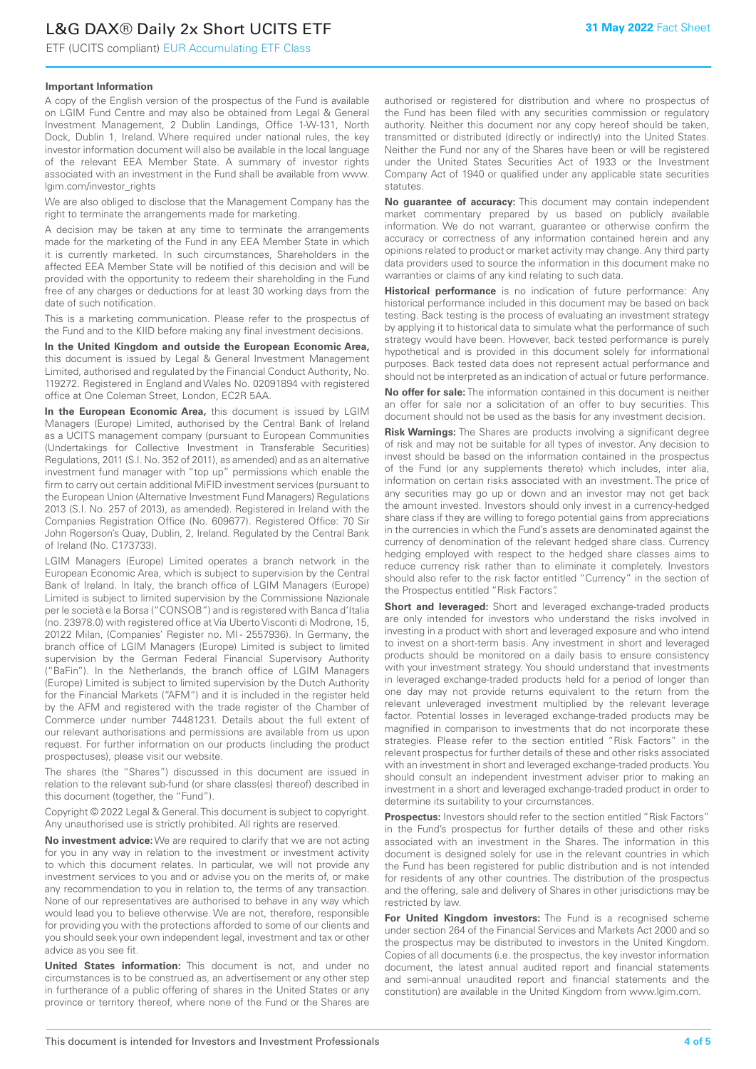### Important Information

A copy of the English version of the prospectus of the Fund is available on LGIM Fund Centre and may also be obtained from Legal & General Investment Management, 2 Dublin Landings, Office 1-W-131, North Dock, Dublin 1, Ireland. Where required under national rules, the key investor information document will also be available in the local language of the relevant EEA Member State. A summary of investor rights associated with an investment in the Fund shall be available from www.lgim.com/investor_rights

We are also obliged to disclose that the Management Company has the right to terminate the arrangements made for marketing.

A decision may be taken at any time to terminate the arrangements made for the marketing of the Fund in any EEA Member State in which it is currently marketed. In such circumstances, Shareholders in the affected EEA Member State will be notified of this decision and will be provided with the opportunity to redeem their shareholding in the Fund free of any charges or deductions for at least 30 working days from the date of such notification.

This is a marketing communication. Please refer to the prospectus of the Fund and to the KIID before making any final investment decisions.

**In the United Kingdom and outside the European Economic Area,** this document is issued by Legal & General Investment Management Limited, authorised and regulated by the Financial Conduct Authority, No. 119272. Registered in England and Wales No. 02091894 with registered office at One Coleman Street, London, EC2R 5AA.

**In the European Economic Area,** this document is issued by LGIM Managers (Europe) Limited, authorised by the Central Bank of Ireland as a UCITS management company (pursuant to European Communities (Undertakings for Collective Investment in Transferable Securities) Regulations, 2011 (S.I. No. 352 of 2011), as amended) and as an alternative investment fund manager with "top up" permissions which enable the firm to carry out certain additional MiFID investment services (pursuant to the European Union (Alternative Investment Fund Managers) Regulations 2013 (S.I. No. 257 of 2013), as amended). Registered in Ireland with the Companies Registration Office (No. 609677). Registered Office: 70 Sir John Rogerson's Quay, Dublin, 2, Ireland. Regulated by the Central Bank of Ireland (No. C173733).

LGIM Managers (Europe) Limited operates a branch network in the European Economic Area, which is subject to supervision by the Central Bank of Ireland. In Italy, the branch office of LGIM Managers (Europe) Limited is subject to limited supervision by the Commissione Nazionale per le società e la Borsa ("CONSOB") and is registered with Banca d'Italia (no. 23978.0) with registered office at Via Uberto Visconti di Modrone, 15, 20122 Milan, (Companies' Register no. MI - 2557936). In Germany, the branch office of LGIM Managers (Europe) Limited is subject to limited supervision by the German Federal Financial Supervisory Authority ("BaFin"). In the Netherlands, the branch office of LGIM Managers (Europe) Limited is subject to limited supervision by the Dutch Authority for the Financial Markets ("AFM") and it is included in the register held by the AFM and registered with the trade register of the Chamber of Commerce under number 74481231. Details about the full extent of our relevant authorisations and permissions are available from us upon request. For further information on our products (including the product prospectuses), please visit our website.

The shares (the "Shares") discussed in this document are issued in relation to the relevant sub-fund (or share class(es) thereof) described in this document (together, the "Fund").

Copyright © 2022 Legal & General. This document is subject to copyright. Any unauthorised use is strictly prohibited. All rights are reserved.

**No investment advice:** We are required to clarify that we are not acting for you in any way in relation to the investment or investment activity to which this document relates. In particular, we will not provide any investment services to you and or advise you on the merits of, or make any recommendation to you in relation to, the terms of any transaction. None of our representatives are authorised to behave in any way which would lead you to believe otherwise. We are not, therefore, responsible for providing you with the protections afforded to some of our clients and you should seek your own independent legal, investment and tax or other advice as you see fit.

**United States information:** This document is not, and under no circumstances is to be construed as, an advertisement or any other step in furtherance of a public offering of shares in the United States or any province or territory thereof, where none of the Fund or the Shares are authorised or registered for distribution and where no prospectus of the Fund has been filed with any securities commission or regulatory authority. Neither this document nor any copy hereof should be taken, transmitted or distributed (directly or indirectly) into the United States. Neither the Fund nor any of the Shares have been or will be registered under the United States Securities Act of 1933 or the Investment Company Act of 1940 or qualified under any applicable state securities statutes.

**No guarantee of accuracy:** This document may contain independent market commentary prepared by us based on publicly available information. We do not warrant, guarantee or otherwise confirm the accuracy or correctness of any information contained herein and any opinions related to product or market activity may change. Any third party data providers used to source the information in this document make no warranties or claims of any kind relating to such data.

**Historical performance** is no indication of future performance: Any historical performance included in this document may be based on back testing. Back testing is the process of evaluating an investment strategy by applying it to historical data to simulate what the performance of such strategy would have been. However, back tested performance is purely hypothetical and is provided in this document solely for informational purposes. Back tested data does not represent actual performance and should not be interpreted as an indication of actual or future performance.

**No offer for sale:** The information contained in this document is neither an offer for sale nor a solicitation of an offer to buy securities. This document should not be used as the basis for any investment decision.

**Risk Warnings:** The Shares are products involving a significant degree of risk and may not be suitable for all types of investor. Any decision to invest should be based on the information contained in the prospectus of the Fund (or any supplements thereto) which includes, inter alia, information on certain risks associated with an investment. The price of any securities may go up or down and an investor may not get back the amount invested. Investors should only invest in a currency-hedged share class if they are willing to forego potential gains from appreciations in the currencies in which the Fund's assets are denominated against the currency of denomination of the relevant hedged share class. Currency hedging employed with respect to the hedged share classes aims to reduce currency risk rather than to eliminate it completely. Investors should also refer to the risk factor entitled "Currency" in the section of the Prospectus entitled "Risk Factors".

**Short and leveraged:** Short and leveraged exchange-traded products are only intended for investors who understand the risks involved in investing in a product with short and leveraged exposure and who intend to invest on a short-term basis. Any investment in short and leveraged products should be monitored on a daily basis to ensure consistency with your investment strategy. You should understand that investments in leveraged exchange-traded products held for a period of longer than one day may not provide returns equivalent to the return from the relevant unleveraged investment multiplied by the relevant leverage factor. Potential losses in leveraged exchange-traded products may be magnified in comparison to investments that do not incorporate these strategies. Please refer to the section entitled "Risk Factors" in the relevant prospectus for further details of these and other risks associated with an investment in short and leveraged exchange-traded products. You should consult an independent investment adviser prior to making an investment in a short and leveraged exchange-traded product in order to determine its suitability to your circumstances.

**Prospectus:** Investors should refer to the section entitled "Risk Factors" in the Fund's prospectus for further details of these and other risks associated with an investment in the Shares. The information in this document is designed solely for use in the relevant countries in which the Fund has been registered for public distribution and is not intended for residents of any other countries. The distribution of the prospectus and the offering, sale and delivery of Shares in other jurisdictions may be restricted by law.

**For United Kingdom investors:** The Fund is a recognised scheme under section 264 of the Financial Services and Markets Act 2000 and so the prospectus may be distributed to investors in the United Kingdom. Copies of all documents (i.e. the prospectus, the key investor information document, the latest annual audited report and financial statements and semi-annual unaudited report and financial statements and the constitution) are available in the United Kingdom from www.lgim.com.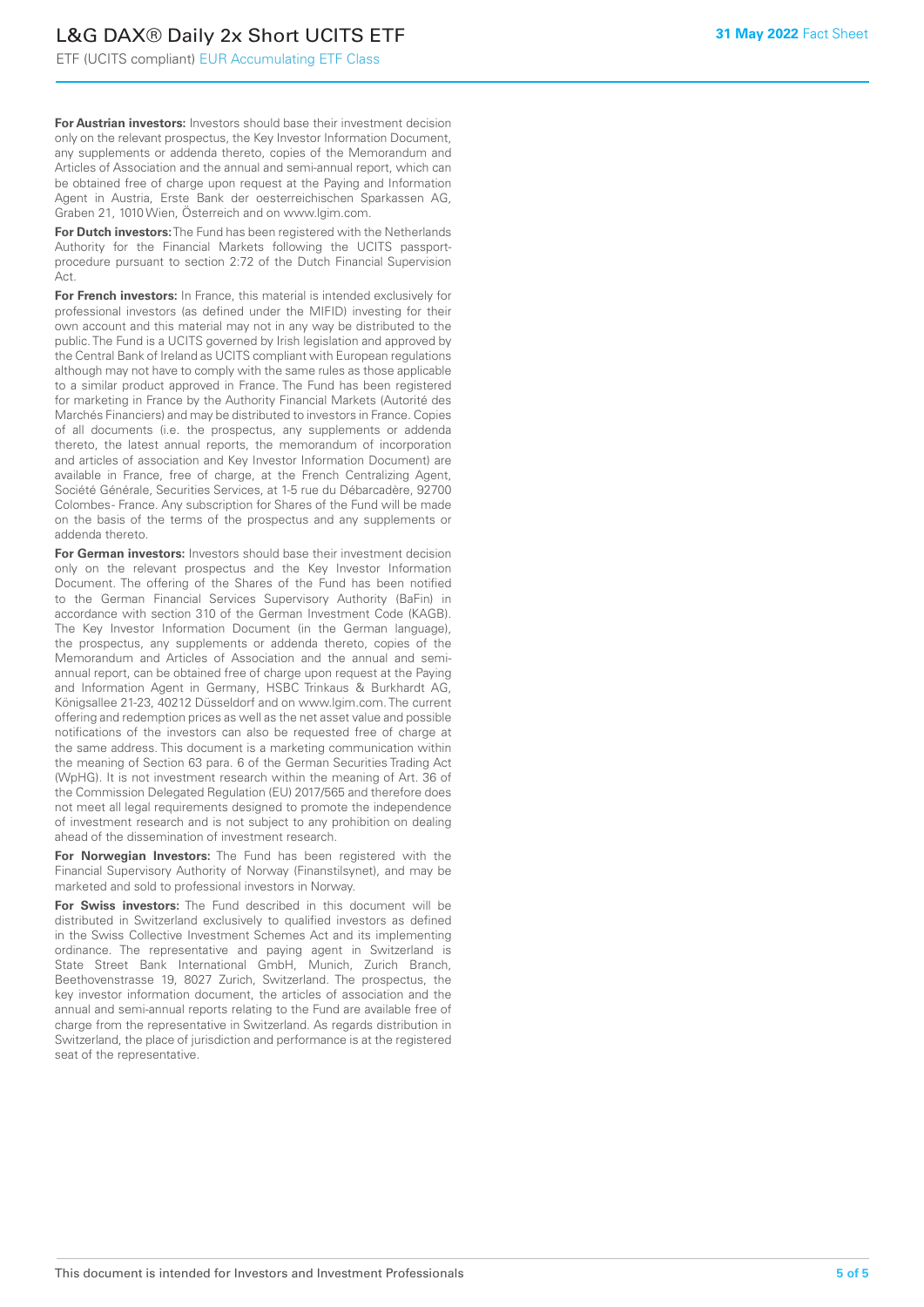**For Austrian investors:** Investors should base their investment decision only on the relevant prospectus, the Key Investor Information Document, any supplements or addenda thereto, copies of the Memorandum and Articles of Association and the annual and semi-annual report, which can be obtained free of charge upon request at the Paying and Information Agent in Austria, Erste Bank der oesterreichischen Sparkassen AG, Graben 21, 1010 Wien, Österreich and on www.lgim.com.

**For Dutch investors:** The Fund has been registered with the Netherlands Authority for the Financial Markets following the UCITS passport-procedure pursuant to section 2:72 of the Dutch Financial Supervision Act.

**For French investors:** In France, this material is intended exclusively for professional investors (as defined under the MIFID) investing for their own account and this material may not in any way be distributed to the public. The Fund is a UCITS governed by Irish legislation and approved by the Central Bank of Ireland as UCITS compliant with European regulations although may not have to comply with the same rules as those applicable to a similar product approved in France. The Fund has been registered for marketing in France by the Authority Financial Markets (Autorité des Marchés Financiers) and may be distributed to investors in France. Copies of all documents (i.e. the prospectus, any supplements or addenda thereto, the latest annual reports, the memorandum of incorporation and articles of association and Key Investor Information Document) are available in France, free of charge, at the French Centralizing Agent, Société Générale, Securities Services, at 1-5 rue du Débarcadère, 92700 Colombes- France. Any subscription for Shares of the Fund will be made on the basis of the terms of the prospectus and any supplements or addenda thereto.

**For German investors:** Investors should base their investment decision only on the relevant prospectus and the Key Investor Information Document. The offering of the Shares of the Fund has been notified to the German Financial Services Supervisory Authority (BaFin) in accordance with section 310 of the German Investment Code (KAGB). The Key Investor Information Document (in the German language), the prospectus, any supplements or addenda thereto, copies of the Memorandum and Articles of Association and the annual and semi-annual report, can be obtained free of charge upon request at the Paying and Information Agent in Germany, HSBC Trinkaus & Burkhardt AG, Königsallee 21-23, 40212 Düsseldorf and on www.lgim.com. The current offering and redemption prices as well as the net asset value and possible notifications of the investors can also be requested free of charge at the same address. This document is a marketing communication within the meaning of Section 63 para. 6 of the German Securities Trading Act (WpHG). It is not investment research within the meaning of Art. 36 of the Commission Delegated Regulation (EU) 2017/565 and therefore does not meet all legal requirements designed to promote the independence of investment research and is not subject to any prohibition on dealing ahead of the dissemination of investment research.

**For Norwegian Investors:** The Fund has been registered with the Financial Supervisory Authority of Norway (Finanstilsynet), and may be marketed and sold to professional investors in Norway.

**For Swiss investors:** The Fund described in this document will be distributed in Switzerland exclusively to qualified investors as defined in the Swiss Collective Investment Schemes Act and its implementing ordinance. The representative and paying agent in Switzerland is State Street Bank International GmbH, Munich, Zurich Branch, Beethovenstrasse 19, 8027 Zurich, Switzerland. The prospectus, the key investor information document, the articles of association and the annual and semi-annual reports relating to the Fund are available free of charge from the representative in Switzerland. As regards distribution in Switzerland, the place of jurisdiction and performance is at the registered seat of the representative.